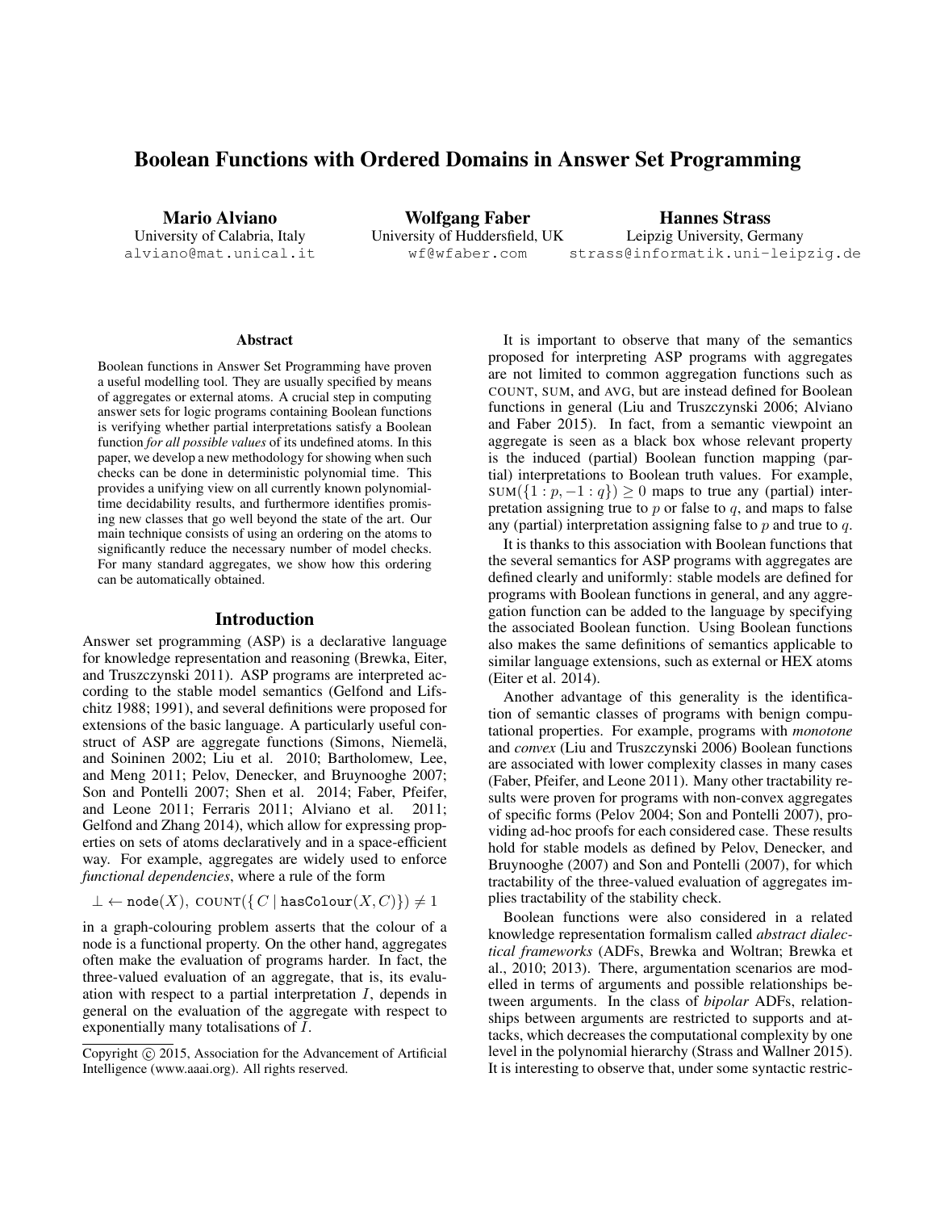# Boolean Functions with Ordered Domains in Answer Set Programming

**Mario Alviano**
University of Calabria, Italy
alviano@mat.unical.it

**Wolfgang Faber**
University of Huddersfield, UK
wf@wfaber.com

**Hannes Strass**
Leipzig University, Germany
strass@informatik.uni-leipzig.de

### Abstract

Boolean functions in Answer Set Programming have proven a useful modelling tool. They are usually specified by means of aggregates or external atoms. A crucial step in computing answer sets for logic programs containing Boolean functions is verifying whether partial interpretations satisfy a Boolean function *for all possible values* of its undefined atoms. In this paper, we develop a new methodology for showing when such checks can be done in deterministic polynomial time. This provides a unifying view on all currently known polynomial-time decidability results, and furthermore identifies promising new classes that go well beyond the state of the art. Our main technique consists of using an ordering on the atoms to significantly reduce the necessary number of model checks. For many standard aggregates, we show how this ordering can be automatically obtained.

## Introduction

Answer set programming (ASP) is a declarative language for knowledge representation and reasoning (Brewka, Eiter, and Truszczynski 2011). ASP programs are interpreted according to the stable model semantics (Gelfond and Lifschitz 1988; 1991), and several definitions were proposed for extensions of the basic language. A particularly useful construct of ASP are aggregate functions (Simons, Niemelä, and Soininen 2002; Liu et al. 2010; Bartholomew, Lee, and Meng 2011; Pelov, Denecker, and Bruynooghe 2007; Son and Pontelli 2007; Shen et al. 2014; Faber, Pfeifer, and Leone 2011; Ferraris 2011; Alviano et al. 2011; Gelfond and Zhang 2014), which allow for expressing properties on sets of atoms declaratively and in a space-efficient way. For example, aggregates are widely used to enforce *functional dependencies*, where a rule of the form

$$\bot \leftarrow \mathtt{node}(X),\ \text{COUNT}(\{\, C \mid \mathtt{hasColour}(X, C)\}) \neq 1$$

in a graph-colouring problem asserts that the colour of a node is a functional property. On the other hand, aggregates often make the evaluation of programs harder. In fact, the three-valued evaluation of an aggregate, that is, its evaluation with respect to a partial interpretation $I$, depends in general on the evaluation of the aggregate with respect to exponentially many totalisations of $I$.

Copyright © 2015, Association for the Advancement of Artificial Intelligence (www.aaai.org). All rights reserved.

It is important to observe that many of the semantics proposed for interpreting ASP programs with aggregates are not limited to common aggregation functions such as COUNT, SUM, and AVG, but are instead defined for Boolean functions in general (Liu and Truszczynski 2006; Alviano and Faber 2015). In fact, from a semantic viewpoint an aggregate is seen as a black box whose relevant property is the induced (partial) Boolean function mapping (partial) interpretations to Boolean truth values. For example, $\text{SUM}(\{1 : p, -1 : q\}) \geq 0$ maps to true any (partial) interpretation assigning true to $p$ or false to $q$, and maps to false any (partial) interpretation assigning false to $p$ and true to $q$.

It is thanks to this association with Boolean functions that the several semantics for ASP programs with aggregates are defined clearly and uniformly: stable models are defined for programs with Boolean functions in general, and any aggregation function can be added to the language by specifying the associated Boolean function. Using Boolean functions also makes the same definitions of semantics applicable to similar language extensions, such as external or HEX atoms (Eiter et al. 2014).

Another advantage of this generality is the identification of semantic classes of programs with benign computational properties. For example, programs with *monotone* and *convex* (Liu and Truszczynski 2006) Boolean functions are associated with lower complexity classes in many cases (Faber, Pfeifer, and Leone 2011). Many other tractability results were proven for programs with non-convex aggregates of specific forms (Pelov 2004; Son and Pontelli 2007), providing ad-hoc proofs for each considered case. These results hold for stable models as defined by Pelov, Denecker, and Bruynooghe (2007) and Son and Pontelli (2007), for which tractability of the three-valued evaluation of aggregates implies tractability of the stability check.

Boolean functions were also considered in a related knowledge representation formalism called *abstract dialectical frameworks* (ADFs, Brewka and Woltran; Brewka et al., 2010; 2013). There, argumentation scenarios are modelled in terms of arguments and possible relationships between arguments. In the class of *bipolar* ADFs, relationships between arguments are restricted to supports and attacks, which decreases the computational complexity by one level in the polynomial hierarchy (Strass and Wallner 2015). It is interesting to observe that, under some syntactic restric-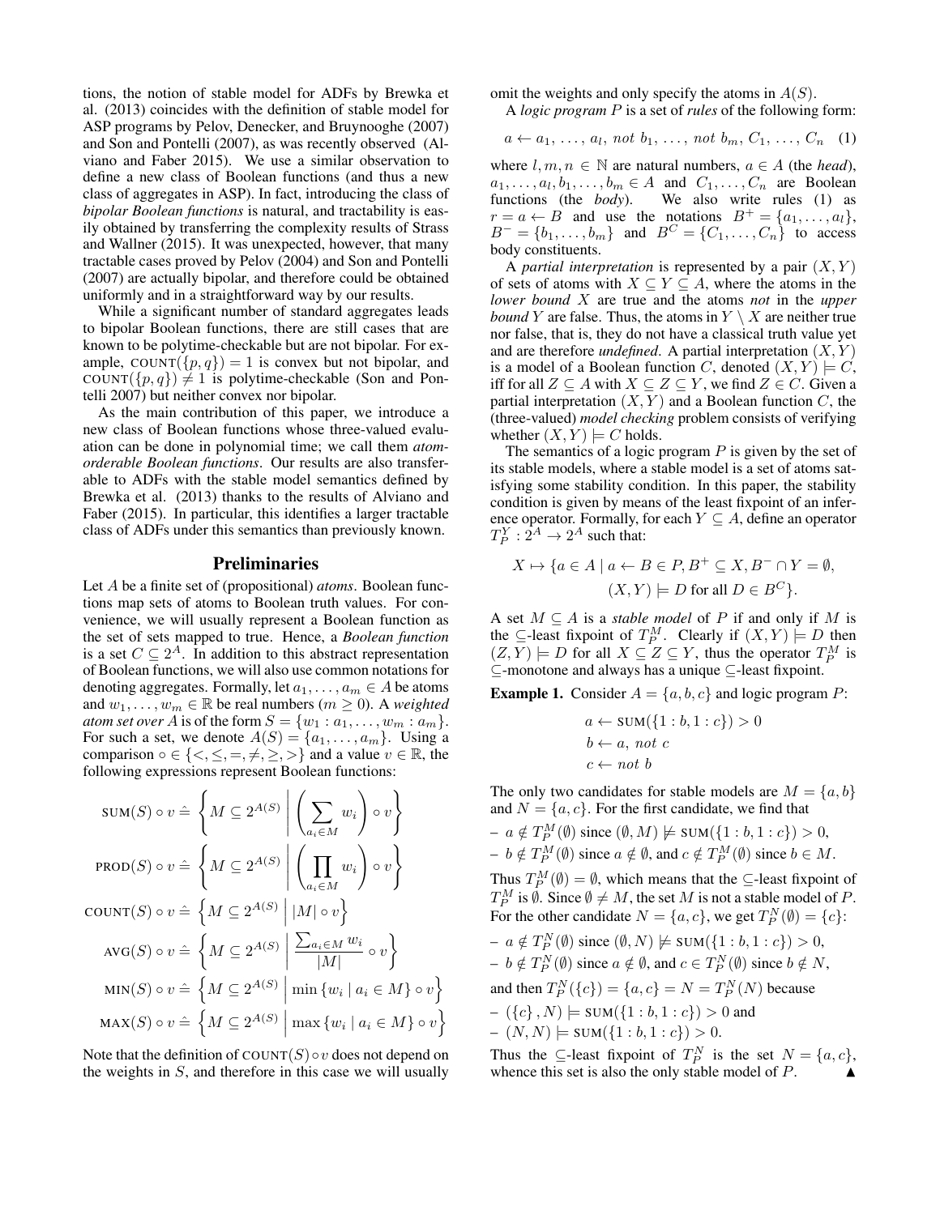tions, the notion of stable model for ADFs by Brewka et al. (2013) coincides with the definition of stable model for ASP programs by Pelov, Denecker, and Bruynooghe (2007) and Son and Pontelli (2007), as was recently observed (Alviano and Faber 2015). We use a similar observation to define a new class of Boolean functions (and thus a new class of aggregates in ASP). In fact, introducing the class of *bipolar Boolean functions* is natural, and tractability is easily obtained by transferring the complexity results of Strass and Wallner (2015). It was unexpected, however, that many tractable cases proved by Pelov (2004) and Son and Pontelli (2007) are actually bipolar, and therefore could be obtained uniformly and in a straightforward way by our results.

While a significant number of standard aggregates leads to bipolar Boolean functions, there are still cases that are known to be polytime-checkable but are not bipolar. For example, $\text{COUNT}(\{p, q\}) = 1$ is convex but not bipolar, and $\text{COUNT}(\{p, q\}) \neq 1$ is polytime-checkable (Son and Pontelli 2007) but neither convex nor bipolar.

As the main contribution of this paper, we introduce a new class of Boolean functions whose three-valued evaluation can be done in polynomial time; we call them *atom-orderable Boolean functions*. Our results are also transferable to ADFs with the stable model semantics defined by Brewka et al. (2013) thanks to the results of Alviano and Faber (2015). In particular, this identifies a larger tractable class of ADFs under this semantics than previously known.

## Preliminaries

Let $A$ be a finite set of (propositional) *atoms*. Boolean functions map sets of atoms to Boolean truth values. For convenience, we will usually represent a Boolean function as the set of sets mapped to true. Hence, a *Boolean function* is a set $C \subseteq 2^A$. In addition to this abstract representation of Boolean functions, we will also use common notations for denoting aggregates. Formally, let $a_1, \ldots, a_m \in A$ be atoms and $w_1, \ldots, w_m \in \mathbb{R}$ be real numbers ($m \geq 0$). A *weighted atom set over* $A$ is of the form $S = \{w_1 : a_1, \ldots, w_m : a_m\}$. For such a set, we denote $A(S) = \{a_1, \ldots, a_m\}$. Using a comparison $\circ \in \{<, \leq, =, \neq, \geq, >\}$ and a value $v \in \mathbb{R}$, the following expressions represent Boolean functions:

$$\text{SUM}(S) \circ v \mathrel{\hat{=}} \left\{ M \subseteq 2^{A(S)} \;\middle|\; \left( \sum_{a_i \in M} w_i \right) \circ v \right\}$$

$$\text{PROD}(S) \circ v \mathrel{\hat{=}} \left\{ M \subseteq 2^{A(S)} \;\middle|\; \left( \prod_{a_i \in M} w_i \right) \circ v \right\}$$

$$\text{COUNT}(S) \circ v \mathrel{\hat{=}} \left\{ M \subseteq 2^{A(S)} \;\middle|\; |M| \circ v \right\}$$

$$\text{AVG}(S) \circ v \mathrel{\hat{=}} \left\{ M \subseteq 2^{A(S)} \;\middle|\; \frac{\sum_{a_i \in M} w_i}{|M|} \circ v \right\}$$

$$\text{MIN}(S) \circ v \mathrel{\hat{=}} \left\{ M \subseteq 2^{A(S)} \;\middle|\; \min \{w_i \mid a_i \in M\} \circ v \right\}$$

$$\text{MAX}(S) \circ v \mathrel{\hat{=}} \left\{ M \subseteq 2^{A(S)} \;\middle|\; \max \{w_i \mid a_i \in M\} \circ v \right\}$$

Note that the definition of $\text{COUNT}(S) \circ v$ does not depend on the weights in $S$, and therefore in this case we will usually omit the weights and only specify the atoms in $A(S)$.

A *logic program* $P$ is a set of *rules* of the following form:

$$a \leftarrow a_1, \ldots, a_l, \; not\ b_1, \ldots, \; not\ b_m, C_1, \ldots, C_n \quad (1)$$

where $l, m, n \in \mathbb{N}$ are natural numbers, $a \in A$ (the *head*), $a_1, \ldots, a_l, b_1, \ldots, b_m \in A$ and $C_1, \ldots, C_n$ are Boolean functions (the *body*). We also write rules (1) as $r = a \leftarrow B$ and use the notations $B^+ = \{a_1, \ldots, a_l\}$, $B^- = \{b_1, \ldots, b_m\}$ and $B^C = \{C_1, \ldots, C_n\}$ to access body constituents.

A *partial interpretation* is represented by a pair $(X, Y)$ of sets of atoms with $X \subseteq Y \subseteq A$, where the atoms in the *lower bound* $X$ are true and the atoms *not* in the *upper bound* $Y$ are false. Thus, the atoms in $Y \setminus X$ are neither true nor false, that is, they do not have a classical truth value yet and are therefore *undefined*. A partial interpretation $(X, Y)$ is a model of a Boolean function $C$, denoted $(X, Y) \models C$, iff for all $Z \subseteq A$ with $X \subseteq Z \subseteq Y$, we find $Z \in C$. Given a partial interpretation $(X, Y)$ and a Boolean function $C$, the (three-valued) *model checking* problem consists of verifying whether $(X, Y) \models C$ holds.

The semantics of a logic program $P$ is given by the set of its stable models, where a stable model is a set of atoms satisfying some stability condition. In this paper, the stability condition is given by means of the least fixpoint of an inference operator. Formally, for each $Y \subseteq A$, define an operator $T_P^Y : 2^A \to 2^A$ such that:

$$X \mapsto \{a \in A \mid a \leftarrow B \in P, B^+ \subseteq X, B^- \cap Y = \emptyset, \\ (X, Y) \models D \text{ for all } D \in B^C\}.$$

A set $M \subseteq A$ is a *stable model* of $P$ if and only if $M$ is the $\subseteq$-least fixpoint of $T_P^M$. Clearly if $(X, Y) \models D$ then $(Z, Y) \models D$ for all $X \subseteq Z \subseteq Y$, thus the operator $T_P^M$ is $\subseteq$-monotone and always has a unique $\subseteq$-least fixpoint.

**Example 1.** Consider $A = \{a, b, c\}$ and logic program $P$:

$$a \leftarrow \text{SUM}(\{1 : b, 1 : c\}) > 0$$
$$b \leftarrow a, \; not\ c$$
$$c \leftarrow not\ b$$

The only two candidates for stable models are $M = \{a, b\}$ and $N = \{a, c\}$. For the first candidate, we find that

- $a \notin T_P^M(\emptyset)$ since $(\emptyset, M) \not\models \text{SUM}(\{1 : b, 1 : c\}) > 0$,
- $b \notin T_P^M(\emptyset)$ since $a \notin \emptyset$, and $c \notin T_P^M(\emptyset)$ since $b \in M$.

Thus $T_P^M(\emptyset) = \emptyset$, which means that the $\subseteq$-least fixpoint of $T_P^M$ is $\emptyset$. Since $\emptyset \neq M$, the set $M$ is not a stable model of $P$. For the other candidate $N = \{a, c\}$, we get $T_P^N(\emptyset) = \{c\}$:

- $a \notin T_P^N(\emptyset)$ since $(\emptyset, N) \not\models \text{SUM}(\{1 : b, 1 : c\}) > 0$,
- $b \notin T_P^N(\emptyset)$ since $a \notin \emptyset$, and $c \in T_P^N(\emptyset)$ since $b \notin N$,

and then $T_P^N(\{c\}) = \{a, c\} = N = T_P^N(N)$ because

- $(\{c\}, N) \models \text{SUM}(\{1 : b, 1 : c\}) > 0$ and
- $(N, N) \models \text{SUM}(\{1 : b, 1 : c\}) > 0$.

Thus the $\subseteq$-least fixpoint of $T_P^N$ is the set $N = \{a, c\}$, whence this set is also the only stable model of $P$. ▲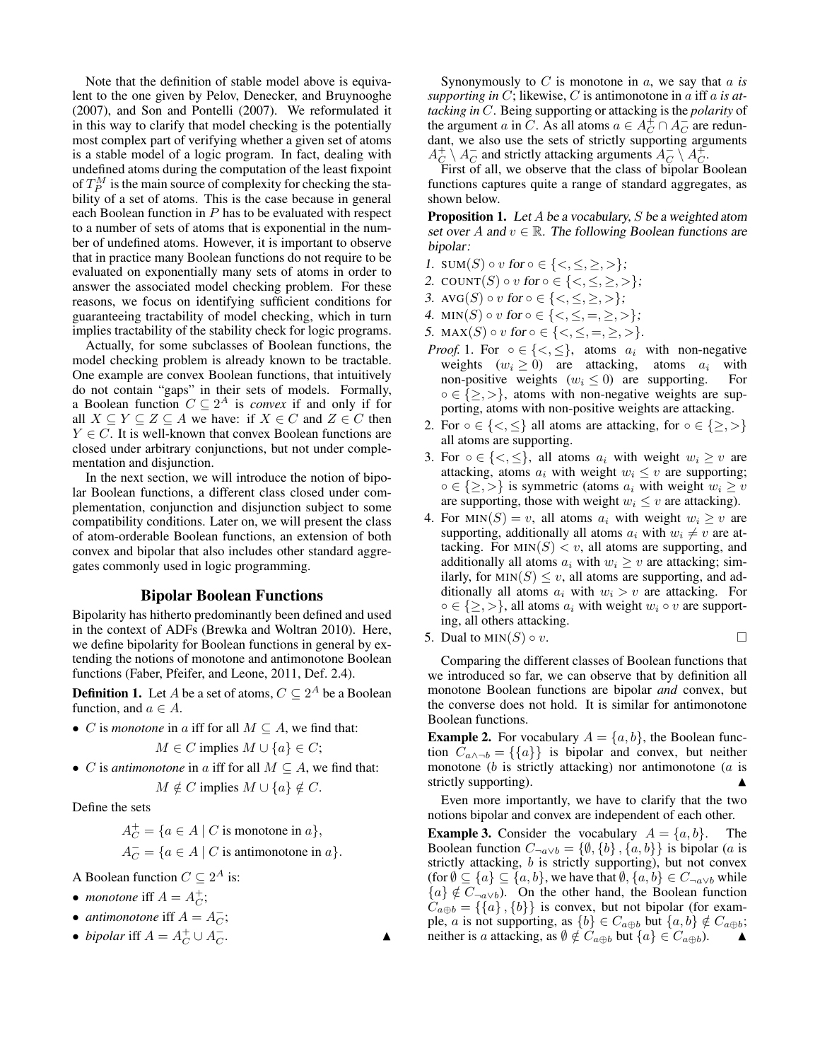Note that the definition of stable model above is equivalent to the one given by Pelov, Denecker, and Bruynooghe (2007), and Son and Pontelli (2007). We reformulated it in this way to clarify that model checking is the potentially most complex part of verifying whether a given set of atoms is a stable model of a logic program. In fact, dealing with undefined atoms during the computation of the least fixpoint of $T_P^M$ is the main source of complexity for checking the stability of a set of atoms. This is the case because in general each Boolean function in $P$ has to be evaluated with respect to a number of sets of atoms that is exponential in the number of undefined atoms. However, it is important to observe that in practice many Boolean functions do not require to be evaluated on exponentially many sets of atoms in order to answer the associated model checking problem. For these reasons, we focus on identifying sufficient conditions for guaranteeing tractability of model checking, which in turn implies tractability of the stability check for logic programs.

Actually, for some subclasses of Boolean functions, the model checking problem is already known to be tractable. One example are convex Boolean functions, that intuitively do not contain "gaps" in their sets of models. Formally, a Boolean function $C \subseteq 2^A$ is *convex* if and only if for all $X \subseteq Y \subseteq Z \subseteq A$ we have: if $X \in C$ and $Z \in C$ then $Y \in C$. It is well-known that convex Boolean functions are closed under arbitrary conjunctions, but not under complementation and disjunction.

In the next section, we will introduce the notion of bipolar Boolean functions, a different class closed under complementation, conjunction and disjunction subject to some compatibility conditions. Later on, we will present the class of atom-orderable Boolean functions, an extension of both convex and bipolar that also includes other standard aggregates commonly used in logic programming.

## Bipolar Boolean Functions

Bipolarity has hitherto predominantly been defined and used in the context of ADFs (Brewka and Woltran 2010). Here, we define bipolarity for Boolean functions in general by extending the notions of monotone and antimonotone Boolean functions (Faber, Pfeifer, and Leone, 2011, Def. 2.4).

**Definition 1.** Let $A$ be a set of atoms, $C \subseteq 2^A$ be a Boolean function, and $a \in A$.

- $C$ is *monotone* in $a$ iff for all $M \subseteq A$, we find that:
  $M \in C$ implies $M \cup \{a\} \in C$;
- $C$ is *antimonotone* in $a$ iff for all $M \subseteq A$, we find that:
  $M \notin C$ implies $M \cup \{a\} \notin C$.

Define the sets

$$A_C^+ = \{a \in A \mid C \text{ is monotone in } a\},$$
$$A_C^- = \{a \in A \mid C \text{ is antimonotone in } a\}.$$

A Boolean function $C \subseteq 2^A$ is:

- *monotone* iff $A = A_C^+$;
- *antimonotone* iff $A = A_C^-$;
- *bipolar* iff $A = A_C^+ \cup A_C^-$. ▲

Synonymously to $C$ is monotone in $a$, we say that $a$ *is supporting in* $C$; likewise, $C$ is antimonotone in $a$ iff $a$ *is attacking in* $C$. Being supporting or attacking is the *polarity* of the argument $a$ in $C$. As all atoms $a \in A_C^+ \cap A_C^-$ are redundant, we also use the sets of strictly supporting arguments $A_C^+ \setminus A_C^-$ and strictly attacking arguments $A_C^- \setminus A_C^+$.

First of all, we observe that the class of bipolar Boolean functions captures quite a range of standard aggregates, as shown below.

**Proposition 1.** *Let $A$ be a vocabulary, $S$ be a weighted atom set over $A$ and $v \in \mathbb{R}$. The following Boolean functions are bipolar:*

1. $\text{SUM}(S) \circ v$ *for* $\circ \in \{<, \leq, \geq, >\}$;
2. $\text{COUNT}(S) \circ v$ *for* $\circ \in \{<, \leq, \geq, >\}$;
3. $\text{AVG}(S) \circ v$ *for* $\circ \in \{<, \leq, \geq, >\}$;
4. $\text{MIN}(S) \circ v$ *for* $\circ \in \{<, \leq, =, \geq, >\}$;
5. $\text{MAX}(S) \circ v$ *for* $\circ \in \{<, \leq, =, \geq, >\}$.

*Proof.* 1. For $\circ \in \{<, \leq\}$, atoms $a_i$ with non-negative weights ($w_i \geq 0$) are attacking, atoms $a_i$ with non-positive weights ($w_i \leq 0$) are supporting. For $\circ \in \{\geq, >\}$, atoms with non-negative weights are supporting, atoms with non-positive weights are attacking.

2. For $\circ \in \{<, \leq\}$ all atoms are attacking, for $\circ \in \{\geq, >\}$ all atoms are supporting.

3. For $\circ \in \{<, \leq\}$, all atoms $a_i$ with weight $w_i \geq v$ are attacking, atoms $a_i$ with weight $w_i \leq v$ are supporting; $\circ \in \{\geq, >\}$ is symmetric (atoms $a_i$ with weight $w_i \geq v$ are supporting, those with weight $w_i \leq v$ are attacking).

4. For $\text{MIN}(S) = v$, all atoms $a_i$ with weight $w_i \geq v$ are supporting, additionally all atoms $a_i$ with $w_i \neq v$ are attacking. For $\text{MIN}(S) < v$, all atoms are supporting, and additionally all atoms $a_i$ with $w_i \geq v$ are attacking; similarly, for $\text{MIN}(S) \leq v$, all atoms are supporting, and additionally all atoms $a_i$ with $w_i > v$ are attacking. For $\circ \in \{\geq, >\}$, all atoms $a_i$ with weight $w_i \circ v$ are supporting, all others attacking.

5. Dual to $\text{MIN}(S) \circ v$. □

Comparing the different classes of Boolean functions that we introduced so far, we can observe that by definition all monotone Boolean functions are bipolar *and* convex, but the converse does not hold. It is similar for antimonotone Boolean functions.

**Example 2.** For vocabulary $A = \{a, b\}$, the Boolean function $C_{a \wedge \neg b} = \{\{a\}\}$ is bipolar and convex, but neither monotone ($b$ is strictly attacking) nor antimonotone ($a$ is strictly supporting). ▲

Even more importantly, we have to clarify that the two notions bipolar and convex are independent of each other.

**Example 3.** Consider the vocabulary $A = \{a, b\}$. The Boolean function $C_{\neg a \vee b} = \{\emptyset, \{b\}, \{a, b\}\}$ is bipolar ($a$ is strictly attacking, $b$ is strictly supporting), but not convex (for $\emptyset \subseteq \{a\} \subseteq \{a, b\}$, we have that $\emptyset, \{a, b\} \in C_{\neg a \vee b}$ while $\{a\} \notin C_{\neg a \vee b}$). On the other hand, the Boolean function $C_{a \oplus b} = \{\{a\}, \{b\}\}$ is convex, but not bipolar (for example, $a$ is not supporting, as $\{b\} \in C_{a \oplus b}$ but $\{a, b\} \notin C_{a \oplus b}$; neither is $a$ attacking, as $\emptyset \notin C_{a \oplus b}$ but $\{a\} \in C_{a \oplus b}$). ▲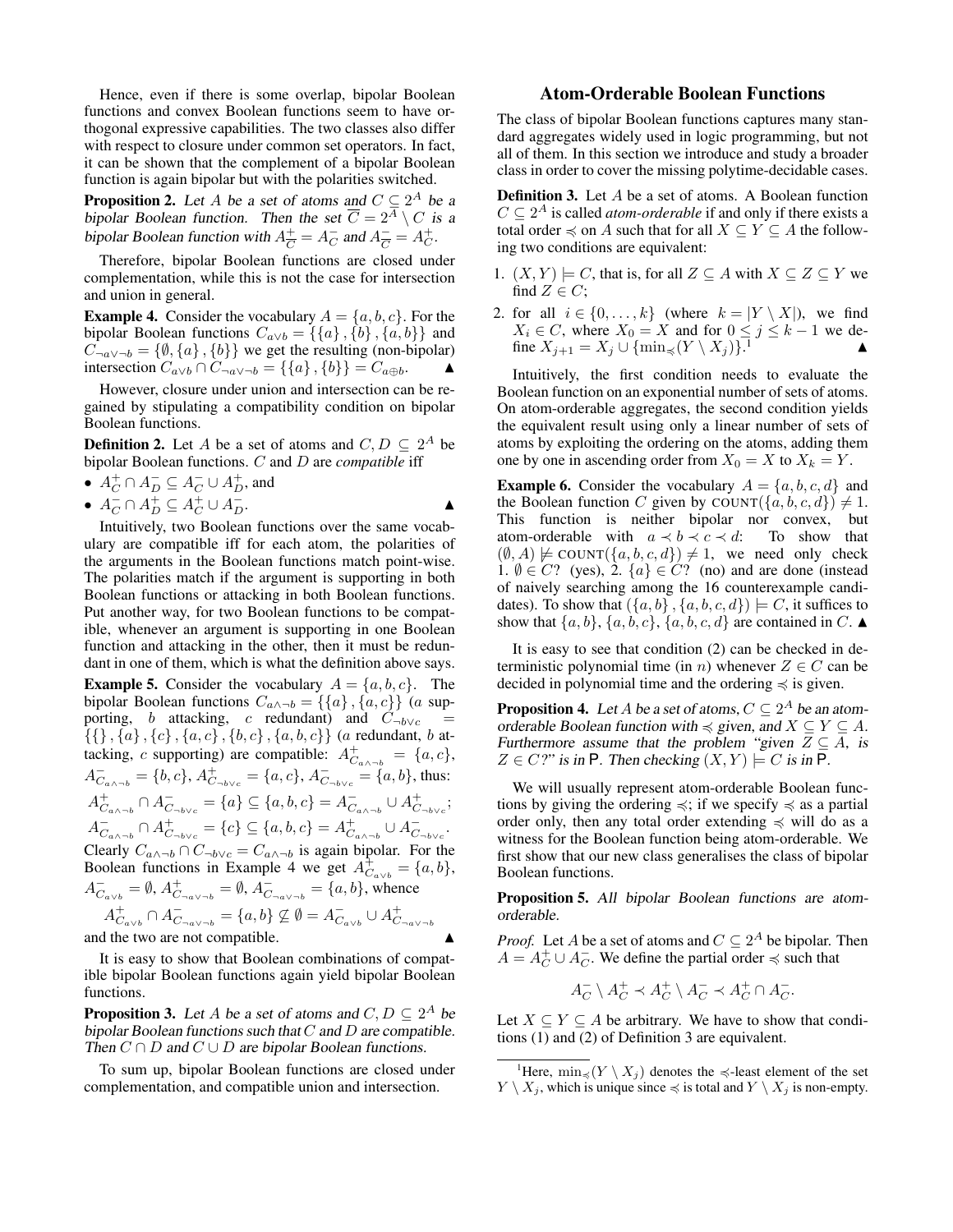Hence, even if there is some overlap, bipolar Boolean functions and convex Boolean functions seem to have orthogonal expressive capabilities. The two classes also differ with respect to closure under common set operators. In fact, it can be shown that the complement of a bipolar Boolean function is again bipolar but with the polarities switched.

**Proposition 2.** *Let $A$ be a set of atoms and $C \subseteq 2^A$ be a bipolar Boolean function. Then the set $\overline{C} = 2^A \setminus C$ is a bipolar Boolean function with $A^+_{\overline{C}} = A^-_C$ and $A^-_{\overline{C}} = A^+_C$.*

Therefore, bipolar Boolean functions are closed under complementation, while this is not the case for intersection and union in general.

**Example 4.** Consider the vocabulary $A = \{a, b, c\}$. For the bipolar Boolean functions $C_{a\vee b} = \{\{a\}, \{b\}, \{a, b\}\}$ and $C_{\neg a\vee\neg b} = \{\emptyset, \{a\}, \{b\}\}$ we get the resulting (non-bipolar) intersection $C_{a\vee b} \cap C_{\neg a\vee\neg b} = \{\{a\}, \{b\}\} = C_{a\oplus b}$. ▲

However, closure under union and intersection can be regained by stipulating a compatibility condition on bipolar Boolean functions.

**Definition 2.** Let $A$ be a set of atoms and $C, D \subseteq 2^A$ be bipolar Boolean functions. $C$ and $D$ are *compatible* iff

- $A^+_C \cap A^-_D \subseteq A^-_C \cup A^+_D$, and
- $A^-_C \cap A^+_D \subseteq A^+_C \cup A^-_D$. ▲

Intuitively, two Boolean functions over the same vocabulary are compatible iff for each atom, the polarities of the arguments in the Boolean functions match point-wise. The polarities match if the argument is supporting in both Boolean functions or attacking in both Boolean functions. Put another way, for two Boolean functions to be compatible, whenever an argument is supporting in one Boolean function and attacking in the other, then it must be redundant in one of them, which is what the definition above says.

**Example 5.** Consider the vocabulary $A = \{a, b, c\}$. The bipolar Boolean functions $C_{a\wedge\neg b} = \{\{a\}, \{a, c\}\}$ ($a$ supporting, $b$ attacking, $c$ redundant) and $C_{\neg b\vee c} = \{\{\}, \{a\}, \{c\}, \{a, c\}, \{b, c\}, \{a, b, c\}\}$ ($a$ redundant, $b$ attacking, $c$ supporting) are compatible: $A^+_{C_{a\wedge\neg b}} = \{a, c\}$, $A^-_{C_{a\wedge\neg b}} = \{b, c\}$, $A^+_{C_{\neg b\vee c}} = \{a, c\}$, $A^-_{C_{\neg b\vee c}} = \{a, b\}$, thus:

$$A^+_{C_{a\wedge\neg b}} \cap A^-_{C_{\neg b\vee c}} = \{a\} \subseteq \{a, b, c\} = A^-_{C_{a\wedge\neg b}} \cup A^+_{C_{\neg b\vee c}};$$

$$A^-_{C_{a\wedge\neg b}} \cap A^+_{C_{\neg b\vee c}} = \{c\} \subseteq \{a, b, c\} = A^+_{C_{a\wedge\neg b}} \cup A^-_{C_{\neg b\vee c}}.$$

Clearly $C_{a\wedge\neg b} \cap C_{\neg b\vee c} = C_{a\wedge\neg b}$ is again bipolar. For the Boolean functions in Example 4 we get $A^+_{C_{a\vee b}} = \{a, b\}$, $A^-_{C_{a\vee b}} = \emptyset$, $A^+_{C_{\neg a\vee\neg b}} = \emptyset$, $A^-_{C_{\neg a\vee\neg b}} = \{a, b\}$, whence

$$A^+_{C_{a\vee b}} \cap A^-_{C_{\neg a\vee\neg b}} = \{a, b\} \not\subseteq \emptyset = A^-_{C_{a\vee b}} \cup A^+_{C_{\neg a\vee\neg b}}$$

and the two are not compatible. ▲

It is easy to show that Boolean combinations of compatible bipolar Boolean functions again yield bipolar Boolean functions.

**Proposition 3.** *Let $A$ be a set of atoms and $C, D \subseteq 2^A$ be bipolar Boolean functions such that $C$ and $D$ are compatible. Then $C \cap D$ and $C \cup D$ are bipolar Boolean functions.*

To sum up, bipolar Boolean functions are closed under complementation, and compatible union and intersection.

## Atom-Orderable Boolean Functions

The class of bipolar Boolean functions captures many standard aggregates widely used in logic programming, but not all of them. In this section we introduce and study a broader class in order to cover the missing polytime-decidable cases.

**Definition 3.** Let $A$ be a set of atoms. A Boolean function $C \subseteq 2^A$ is called *atom-orderable* if and only if there exists a total order $\preccurlyeq$ on $A$ such that for all $X \subseteq Y \subseteq A$ the following two conditions are equivalent:

1. $(X, Y) \models C$, that is, for all $Z \subseteq A$ with $X \subseteq Z \subseteq Y$ we find $Z \in C$;
2. for all $i \in \{0, \ldots, k\}$ (where $k = |Y \setminus X|$), we find $X_i \in C$, where $X_0 = X$ and for $0 \leq j \leq k - 1$ we define $X_{j+1} = X_j \cup \{\min_{\preccurlyeq}(Y \setminus X_j)\}$.[1] ▲

Intuitively, the first condition needs to evaluate the Boolean function on an exponential number of sets of atoms. On atom-orderable aggregates, the second condition yields the equivalent result using only a linear number of sets of atoms by exploiting the ordering on the atoms, adding them one by one in ascending order from $X_0 = X$ to $X_k = Y$.

**Example 6.** Consider the vocabulary $A = \{a, b, c, d\}$ and the Boolean function $C$ given by $\text{COUNT}(\{a, b, c, d\}) \neq 1$. This function is neither bipolar nor convex, but atom-orderable with $a \prec b \prec c \prec d$: To show that $(\emptyset, A) \not\models \text{COUNT}(\{a, b, c, d\}) \neq 1$, we need only check 1. $\emptyset \in C$? (yes), 2. $\{a\} \in C$? (no) and are done (instead of naively searching among the 16 counterexample candidates). To show that $(\{a, b\}, \{a, b, c, d\}) \models C$, it suffices to show that $\{a, b\}$, $\{a, b, c\}$, $\{a, b, c, d\}$ are contained in $C$. ▲

It is easy to see that condition (2) can be checked in deterministic polynomial time (in $n$) whenever $Z \in C$ can be decided in polynomial time and the ordering $\preccurlyeq$ is given.

**Proposition 4.** *Let $A$ be a set of atoms, $C \subseteq 2^A$ be an atom-orderable Boolean function with $\preccurlyeq$ given, and $X \subseteq Y \subseteq A$. Furthermore assume that the problem "given $Z \subseteq A$, is $Z \in C$?" is in* P*. Then checking $(X, Y) \models C$ is in* P.

We will usually represent atom-orderable Boolean functions by giving the ordering $\preccurlyeq$; if we specify $\preccurlyeq$ as a partial order only, then any total order extending $\preccurlyeq$ will do as a witness for the Boolean function being atom-orderable. We first show that our new class generalises the class of bipolar Boolean functions.

**Proposition 5.** *All bipolar Boolean functions are atom-orderable.*

*Proof.* Let $A$ be a set of atoms and $C \subseteq 2^A$ be bipolar. Then $A = A^+_C \cup A^-_C$. We define the partial order $\preccurlyeq$ such that

$$A^-_C \setminus A^+_C \prec A^+_C \setminus A^-_C \prec A^+_C \cap A^-_C.$$

Let $X \subseteq Y \subseteq A$ be arbitrary. We have to show that conditions (1) and (2) of Definition 3 are equivalent.

[1] Here, $\min_{\preccurlyeq}(Y \setminus X_j)$ denotes the $\preccurlyeq$-least element of the set $Y \setminus X_j$, which is unique since $\preccurlyeq$ is total and $Y \setminus X_j$ is non-empty.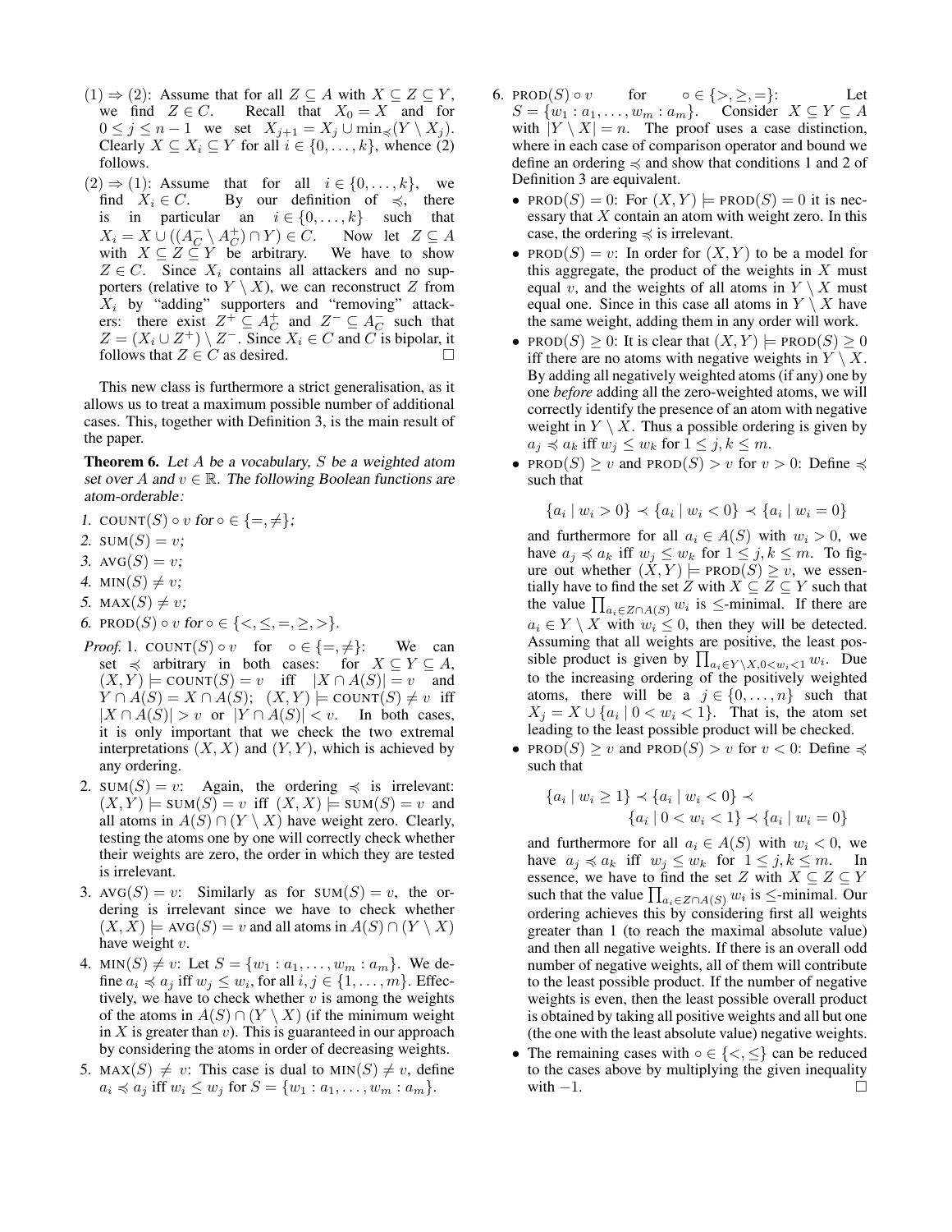$(1) \Rightarrow (2)$: Assume that for all $Z \subseteq A$ with $X \subseteq Z \subseteq Y$, we find $Z \in C$. Recall that $X_0 = X$ and for $0 \leq j \leq n-1$ we set $X_{j+1} = X_j \cup \min_{\preccurlyeq}(Y \setminus X_j)$. Clearly $X \subseteq X_i \subseteq Y$ for all $i \in \{0, \ldots, k\}$, whence (2) follows.

$(2) \Rightarrow (1)$: Assume that for all $i \in \{0, \ldots, k\}$, we find $X_i \in C$. By our definition of $\preccurlyeq$, there is in particular an $i \in \{0, \ldots, k\}$ such that $X_i = X \cup ((A_C^- \setminus A_C^+) \cap Y) \in C$. Now let $Z \subseteq A$ with $X \subseteq Z \subseteq Y$ be arbitrary. We have to show $Z \in C$. Since $X_i$ contains all attackers and no supporters (relative to $Y \setminus X$), we can reconstruct $Z$ from $X_i$ by "adding" supporters and "removing" attackers: there exist $Z^+ \subseteq A_C^+$ and $Z^- \subseteq A_C^-$ such that $Z = (X_i \cup Z^+) \setminus Z^-$. Since $X_i \in C$ and $C$ is bipolar, it follows that $Z \in C$ as desired. □

This new class is furthermore a strict generalisation, as it allows us to treat a maximum possible number of additional cases. This, together with Definition 3, is the main result of the paper.

**Theorem 6.** *Let $A$ be a vocabulary, $S$ be a weighted atom set over $A$ and $v \in \mathbb{R}$. The following Boolean functions are atom-orderable:*

1. $\text{COUNT}(S) \circ v$ *for* $\circ \in \{=, \neq\}$*;*
2. $\text{SUM}(S) = v$*;*
3. $\text{AVG}(S) = v$*;*
4. $\text{MIN}(S) \neq v$*;*
5. $\text{MAX}(S) \neq v$*;*
6. $\text{PROD}(S) \circ v$ *for* $\circ \in \{<, \leq, =, \geq, >\}$*.*

*Proof.* 1. $\text{COUNT}(S) \circ v$ for $\circ \in \{=, \neq\}$: We can set $\preccurlyeq$ arbitrary in both cases: for $X \subseteq Y \subseteq A$, $(X, Y) \models \text{COUNT}(S) = v$ iff $|X \cap A(S)| = v$ and $Y \cap A(S) = X \cap A(S)$; $(X, Y) \models \text{COUNT}(S) \neq v$ iff $|X \cap A(S)| > v$ or $|Y \cap A(S)| < v$. In both cases, it is only important that we check the two extremal interpretations $(X, X)$ and $(Y, Y)$, which is achieved by any ordering.

2. $\text{SUM}(S) = v$: Again, the ordering $\preccurlyeq$ is irrelevant: $(X, Y) \models \text{SUM}(S) = v$ iff $(X, X) \models \text{SUM}(S) = v$ and all atoms in $A(S) \cap (Y \setminus X)$ have weight zero. Clearly, testing the atoms one by one will correctly check whether their weights are zero, the order in which they are tested is irrelevant.

3. $\text{AVG}(S) = v$: Similarly as for $\text{SUM}(S) = v$, the ordering is irrelevant since we have to check whether $(X, X) \models \text{AVG}(S) = v$ and all atoms in $A(S) \cap (Y \setminus X)$ have weight $v$.

4. $\text{MIN}(S) \neq v$: Let $S = \{w_1 : a_1, \ldots, w_m : a_m\}$. We define $a_i \preccurlyeq a_j$ iff $w_j \leq w_i$, for all $i, j \in \{1, \ldots, m\}$. Effectively, we have to check whether $v$ is among the weights of the atoms in $A(S) \cap (Y \setminus X)$ (if the minimum weight in $X$ is greater than $v$). This is guaranteed in our approach by considering the atoms in order of decreasing weights.

5. $\text{MAX}(S) \neq v$: This case is dual to $\text{MIN}(S) \neq v$, define $a_i \preccurlyeq a_j$ iff $w_i \leq w_j$ for $S = \{w_1 : a_1, \ldots, w_m : a_m\}$.

6. $\text{PROD}(S) \circ v$ for $\circ \in \{>, \geq, =\}$: Let $S = \{w_1 : a_1, \ldots, w_m : a_m\}$. Consider $X \subseteq Y \subseteq A$ with $|Y \setminus X| = n$. The proof uses a case distinction, where in each case of comparison operator and bound we define an ordering $\preccurlyeq$ and show that conditions 1 and 2 of Definition 3 are equivalent.

   - $\text{PROD}(S) = 0$: For $(X, Y) \models \text{PROD}(S) = 0$ it is necessary that $X$ contain an atom with weight zero. In this case, the ordering $\preccurlyeq$ is irrelevant.
   - $\text{PROD}(S) = v$: In order for $(X, Y)$ to be a model for this aggregate, the product of the weights in $X$ must equal $v$, and the weights of all atoms in $Y \setminus X$ must equal one. Since in this case all atoms in $Y \setminus X$ have the same weight, adding them in any order will work.
   - $\text{PROD}(S) \geq 0$: It is clear that $(X, Y) \models \text{PROD}(S) \geq 0$ iff there are no atoms with negative weights in $Y \setminus X$. By adding all negatively weighted atoms (if any) one by one *before* adding all the zero-weighted atoms, we will correctly identify the presence of an atom with negative weight in $Y \setminus X$. Thus a possible ordering is given by $a_j \preccurlyeq a_k$ iff $w_j \leq w_k$ for $1 \leq j, k \leq m$.
   - $\text{PROD}(S) \geq v$ and $\text{PROD}(S) > v$ for $v > 0$: Define $\preccurlyeq$ such that

     $$\{a_i \mid w_i > 0\} \prec \{a_i \mid w_i < 0\} \prec \{a_i \mid w_i = 0\}$$

     and furthermore for all $a_i \in A(S)$ with $w_i > 0$, we have $a_j \preccurlyeq a_k$ iff $w_j \leq w_k$ for $1 \leq j, k \leq m$. To figure out whether $(X, Y) \models \text{PROD}(S) \geq v$, we essentially have to find the set $Z$ with $X \subseteq Z \subseteq Y$ such that the value $\prod_{a_i \in Z \cap A(S)} w_i$ is $\leq$-minimal. If there are $a_i \in Y \setminus X$ with $w_i \leq 0$, then they will be detected. Assuming that all weights are positive, the least possible product is given by $\prod_{a_i \in Y \setminus X, 0 < w_i < 1} w_i$. Due to the increasing ordering of the positively weighted atoms, there will be a $j \in \{0, \ldots, n\}$ such that $X_j = X \cup \{a_i \mid 0 < w_i < 1\}$. That is, the atom set leading to the least possible product will be checked.
   - $\text{PROD}(S) \geq v$ and $\text{PROD}(S) > v$ for $v < 0$: Define $\preccurlyeq$ such that

     $$\{a_i \mid w_i \geq 1\} \prec \{a_i \mid w_i < 0\} \prec \{a_i \mid 0 < w_i < 1\} \prec \{a_i \mid w_i = 0\}$$

     and furthermore for all $a_i \in A(S)$ with $w_i < 0$, we have $a_j \preccurlyeq a_k$ iff $w_j \leq w_k$ for $1 \leq j, k \leq m$. In essence, we have to find the set $Z$ with $X \subseteq Z \subseteq Y$ such that the value $\prod_{a_i \in Z \cap A(S)} w_i$ is $\leq$-minimal. Our ordering achieves this by considering first all weights greater than 1 (to reach the maximal absolute value) and then all negative weights. If there is an overall odd number of negative weights, all of them will contribute to the least possible product. If the number of negative weights is even, then the least possible overall product is obtained by taking all positive weights and all but one (the one with the least absolute value) negative weights.
   - The remaining cases with $\circ \in \{<, \leq\}$ can be reduced to the cases above by multiplying the given inequality with $-1$. □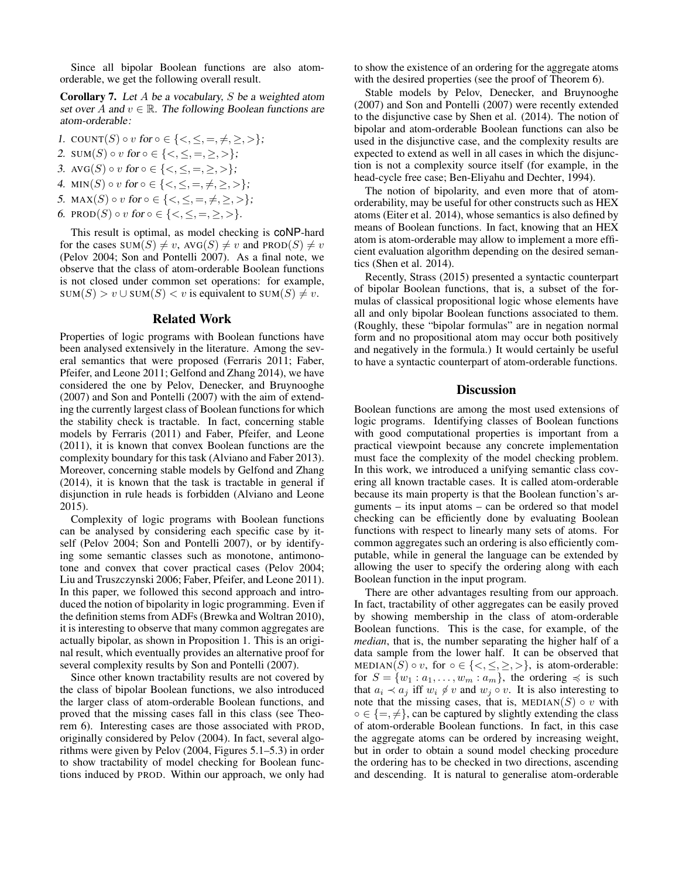Since all bipolar Boolean functions are also atom-orderable, we get the following overall result.

**Corollary 7.** *Let $A$ be a vocabulary, $S$ be a weighted atom set over $A$ and $v \in \mathbb{R}$. The following Boolean functions are atom-orderable:*

1. $\text{COUNT}(S) \circ v$ *for* $\circ \in \{<, \leq, =, \neq, \geq, >\}$*;*
2. $\text{SUM}(S) \circ v$ *for* $\circ \in \{<, \leq, =, \geq, >\}$*;*
3. $\text{AVG}(S) \circ v$ *for* $\circ \in \{<, \leq, =, \geq, >\}$*;*
4. $\text{MIN}(S) \circ v$ *for* $\circ \in \{<, \leq, =, \neq, \geq, >\}$*;*
5. $\text{MAX}(S) \circ v$ *for* $\circ \in \{<, \leq, =, \neq, \geq, >\}$*;*
6. $\text{PROD}(S) \circ v$ *for* $\circ \in \{<, \leq, =, \geq, >\}$*.*

This result is optimal, as model checking is coNP-hard for the cases $\text{SUM}(S) \neq v$, $\text{AVG}(S) \neq v$ and $\text{PROD}(S) \neq v$ (Pelov 2004; Son and Pontelli 2007). As a final note, we observe that the class of atom-orderable Boolean functions is not closed under common set operations: for example, $\text{SUM}(S) > v \cup \text{SUM}(S) < v$ is equivalent to $\text{SUM}(S) \neq v$.

## Related Work

Properties of logic programs with Boolean functions have been analysed extensively in the literature. Among the several semantics that were proposed (Ferraris 2011; Faber, Pfeifer, and Leone 2011; Gelfond and Zhang 2014), we have considered the one by Pelov, Denecker, and Bruynooghe (2007) and Son and Pontelli (2007) with the aim of extending the currently largest class of Boolean functions for which the stability check is tractable. In fact, concerning stable models by Ferraris (2011) and Faber, Pfeifer, and Leone (2011), it is known that convex Boolean functions are the complexity boundary for this task (Alviano and Faber 2013). Moreover, concerning stable models by Gelfond and Zhang (2014), it is known that the task is tractable in general if disjunction in rule heads is forbidden (Alviano and Leone 2015).

Complexity of logic programs with Boolean functions can be analysed by considering each specific case by itself (Pelov 2004; Son and Pontelli 2007), or by identifying some semantic classes such as monotone, antimonotone and convex that cover practical cases (Pelov 2004; Liu and Truszczynski 2006; Faber, Pfeifer, and Leone 2011). In this paper, we followed this second approach and introduced the notion of bipolarity in logic programming. Even if the definition stems from ADFs (Brewka and Woltran 2010), it is interesting to observe that many common aggregates are actually bipolar, as shown in Proposition 1. This is an original result, which eventually provides an alternative proof for several complexity results by Son and Pontelli (2007).

Since other known tractability results are not covered by the class of bipolar Boolean functions, we also introduced the larger class of atom-orderable Boolean functions, and proved that the missing cases fall in this class (see Theorem 6). Interesting cases are those associated with PROD, originally considered by Pelov (2004). In fact, several algorithms were given by Pelov (2004, Figures 5.1–5.3) in order to show tractability of model checking for Boolean functions induced by PROD. Within our approach, we only had to show the existence of an ordering for the aggregate atoms with the desired properties (see the proof of Theorem 6).

Stable models by Pelov, Denecker, and Bruynooghe (2007) and Son and Pontelli (2007) were recently extended to the disjunctive case by Shen et al. (2014). The notion of bipolar and atom-orderable Boolean functions can also be used in the disjunctive case, and the complexity results are expected to extend as well in all cases in which the disjunction is not a complexity source itself (for example, in the head-cycle free case; Ben-Eliyahu and Dechter, 1994).

The notion of bipolarity, and even more that of atom-orderability, may be useful for other constructs such as HEX atoms (Eiter et al. 2014), whose semantics is also defined by means of Boolean functions. In fact, knowing that an HEX atom is atom-orderable may allow to implement a more efficient evaluation algorithm depending on the desired semantics (Shen et al. 2014).

Recently, Strass (2015) presented a syntactic counterpart of bipolar Boolean functions, that is, a subset of the formulas of classical propositional logic whose elements have all and only bipolar Boolean functions associated to them. (Roughly, these "bipolar formulas" are in negation normal form and no propositional atom may occur both positively and negatively in the formula.) It would certainly be useful to have a syntactic counterpart of atom-orderable functions.

## Discussion

Boolean functions are among the most used extensions of logic programs. Identifying classes of Boolean functions with good computational properties is important from a practical viewpoint because any concrete implementation must face the complexity of the model checking problem. In this work, we introduced a unifying semantic class covering all known tractable cases. It is called atom-orderable because its main property is that the Boolean function's arguments – its input atoms – can be ordered so that model checking can be efficiently done by evaluating Boolean functions with respect to linearly many sets of atoms. For common aggregates such an ordering is also efficiently computable, while in general the language can be extended by allowing the user to specify the ordering along with each Boolean function in the input program.

There are other advantages resulting from our approach. In fact, tractability of other aggregates can be easily proved by showing membership in the class of atom-orderable Boolean functions. This is the case, for example, of the *median*, that is, the number separating the higher half of a data sample from the lower half. It can be observed that $\text{MEDIAN}(S) \circ v$, for $\circ \in \{<, \leq, \geq, >\}$, is atom-orderable: for $S = \{w_1 : a_1, \ldots, w_m : a_m\}$, the ordering $\preccurlyeq$ is such that $a_i \prec a_j$ iff $w_i \not\circ v$ and $w_j \circ v$. It is also interesting to note that the missing cases, that is, $\text{MEDIAN}(S) \circ v$ with $\circ \in \{=, \neq\}$, can be captured by slightly extending the class of atom-orderable Boolean functions. In fact, in this case the aggregate atoms can be ordered by increasing weight, but in order to obtain a sound model checking procedure the ordering has to be checked in two directions, ascending and descending. It is natural to generalise atom-orderable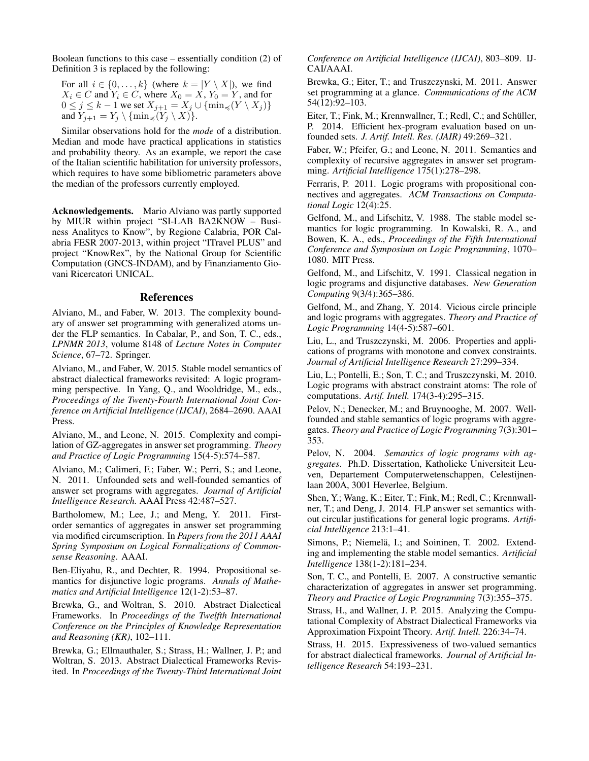Boolean functions to this case – essentially condition (2) of Definition 3 is replaced by the following:

> For all $i \in \{0, \ldots, k\}$ (where $k = |Y \setminus X|$), we find $X_i \in C$ and $Y_i \in C$, where $X_0 = X$, $Y_0 = Y$, and for $0 \leq j \leq k-1$ we set $X_{j+1} = X_j \cup \{\min_{\preccurlyeq}(Y \setminus X_j)\}$ and $Y_{j+1} = Y_j \setminus \{\min_{\preccurlyeq}(Y_j \setminus X)\}$.

Similar observations hold for the *mode* of a distribution. Median and mode have practical applications in statistics and probability theory. As an example, we report the case of the Italian scientific habilitation for university professors, which requires to have some bibliometric parameters above the median of the professors currently employed.

**Acknowledgements.** Mario Alviano was partly supported by MIUR within project "SI-LAB BA2KNOW – Business Analitycs to Know", by Regione Calabria, POR Calabria FESR 2007-2013, within project "ITravel PLUS" and project "KnowRex", by the National Group for Scientific Computation (GNCS-INDAM), and by Finanziamento Giovani Ricercatori UNICAL.

## References

Alviano, M., and Faber, W. 2013. The complexity boundary of answer set programming with generalized atoms under the FLP semantics. In Cabalar, P., and Son, T. C., eds., *LPNMR 2013*, volume 8148 of *Lecture Notes in Computer Science*, 67–72. Springer.

Alviano, M., and Faber, W. 2015. Stable model semantics of abstract dialectical frameworks revisited: A logic programming perspective. In Yang, Q., and Wooldridge, M., eds., *Proceedings of the Twenty-Fourth International Joint Conference on Artificial Intelligence (IJCAI)*, 2684–2690. AAAI Press.

Alviano, M., and Leone, N. 2015. Complexity and compilation of GZ-aggregates in answer set programming. *Theory and Practice of Logic Programming* 15(4-5):574–587.

Alviano, M.; Calimeri, F.; Faber, W.; Perri, S.; and Leone, N. 2011. Unfounded sets and well-founded semantics of answer set programs with aggregates. *Journal of Artificial Intelligence Research.* AAAI Press 42:487–527.

Bartholomew, M.; Lee, J.; and Meng, Y. 2011. First-order semantics of aggregates in answer set programming via modified circumscription. In *Papers from the 2011 AAAI Spring Symposium on Logical Formalizations of Commonsense Reasoning*. AAAI.

Ben-Eliyahu, R., and Dechter, R. 1994. Propositional semantics for disjunctive logic programs. *Annals of Mathematics and Artificial Intelligence* 12(1-2):53–87.

Brewka, G., and Woltran, S. 2010. Abstract Dialectical Frameworks. In *Proceedings of the Twelfth International Conference on the Principles of Knowledge Representation and Reasoning (KR)*, 102–111.

Brewka, G.; Ellmauthaler, S.; Strass, H.; Wallner, J. P.; and Woltran, S. 2013. Abstract Dialectical Frameworks Revisited. In *Proceedings of the Twenty-Third International Joint Conference on Artificial Intelligence (IJCAI)*, 803–809. IJCAI/AAAI.

Brewka, G.; Eiter, T.; and Truszczynski, M. 2011. Answer set programming at a glance. *Communications of the ACM* 54(12):92–103.

Eiter, T.; Fink, M.; Krennwallner, T.; Redl, C.; and Schüller, P. 2014. Efficient hex-program evaluation based on unfounded sets. *J. Artif. Intell. Res. (JAIR)* 49:269–321.

Faber, W.; Pfeifer, G.; and Leone, N. 2011. Semantics and complexity of recursive aggregates in answer set programming. *Artificial Intelligence* 175(1):278–298.

Ferraris, P. 2011. Logic programs with propositional connectives and aggregates. *ACM Transactions on Computational Logic* 12(4):25.

Gelfond, M., and Lifschitz, V. 1988. The stable model semantics for logic programming. In Kowalski, R. A., and Bowen, K. A., eds., *Proceedings of the Fifth International Conference and Symposium on Logic Programming*, 1070–1080. MIT Press.

Gelfond, M., and Lifschitz, V. 1991. Classical negation in logic programs and disjunctive databases. *New Generation Computing* 9(3/4):365–386.

Gelfond, M., and Zhang, Y. 2014. Vicious circle principle and logic programs with aggregates. *Theory and Practice of Logic Programming* 14(4-5):587–601.

Liu, L., and Truszczynski, M. 2006. Properties and applications of programs with monotone and convex constraints. *Journal of Artificial Intelligence Research* 27:299–334.

Liu, L.; Pontelli, E.; Son, T. C.; and Truszczynski, M. 2010. Logic programs with abstract constraint atoms: The role of computations. *Artif. Intell.* 174(3-4):295–315.

Pelov, N.; Denecker, M.; and Bruynooghe, M. 2007. Well-founded and stable semantics of logic programs with aggregates. *Theory and Practice of Logic Programming* 7(3):301–353.

Pelov, N. 2004. *Semantics of logic programs with aggregates*. Ph.D. Dissertation, Katholieke Universiteit Leuven, Departement Computerwetenschappen, Celestijnenlaan 200A, 3001 Heverlee, Belgium.

Shen, Y.; Wang, K.; Eiter, T.; Fink, M.; Redl, C.; Krennwallner, T.; and Deng, J. 2014. FLP answer set semantics without circular justifications for general logic programs. *Artificial Intelligence* 213:1–41.

Simons, P.; Niemelä, I.; and Soininen, T. 2002. Extending and implementing the stable model semantics. *Artificial Intelligence* 138(1-2):181–234.

Son, T. C., and Pontelli, E. 2007. A constructive semantic characterization of aggregates in answer set programming. *Theory and Practice of Logic Programming* 7(3):355–375.

Strass, H., and Wallner, J. P. 2015. Analyzing the Computational Complexity of Abstract Dialectical Frameworks via Approximation Fixpoint Theory. *Artif. Intell.* 226:34–74.

Strass, H. 2015. Expressiveness of two-valued semantics for abstract dialectical frameworks. *Journal of Artificial Intelligence Research* 54:193–231.